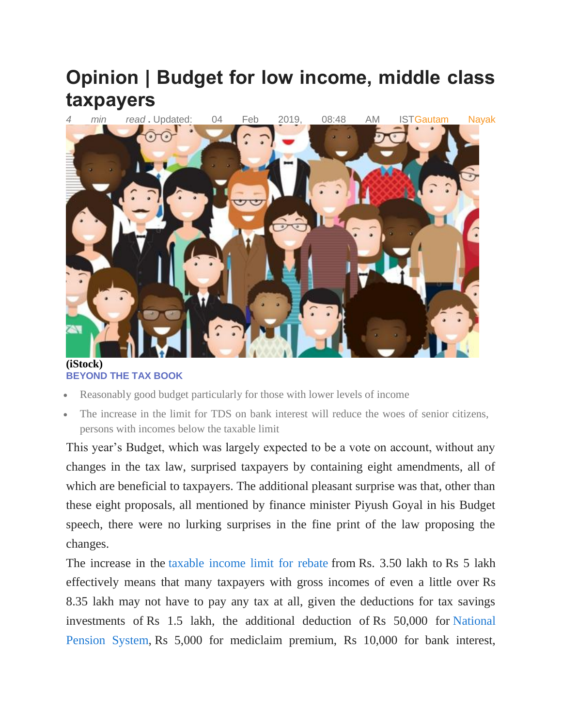# Opinion | Budget for low income, middle class taxpayers

*4 min read* . Updated: 04 Feb 2019, 08:48 AM IST Gautam Nayak

**(iStock)**

**BEYOND THE TAX BOOK**

- Reasonably good budget particularly for those with lower levels of income
- The increase in the limit for TDS on bank interest will reduce the woes of senior citizens, persons with incomes below the taxable limit

This year's Budget, which was largely expected to be a vote on account, without any changes in the tax law, surprised taxpayers by containing eight amendments, all of which are beneficial to taxpayers. The additional pleasant surprise was that, other than these eight proposals, all mentioned by finance minister Piyush Goyal in his Budget speech, there were no lurking surprises in the fine print of the law proposing the changes.

The increase in the taxable income limit for rebate from Rs. 3.50 lakh to Rs 5 lakh effectively means that many taxpayers with gross incomes of even a little over Rs 8.35 lakh may not have to pay any tax at all, given the deductions for tax savings investments of Rs 1.5 lakh, the additional deduction of Rs 50,000 for National Pension System, Rs 5,000 for mediclaim premium, Rs 10,000 for bank interest,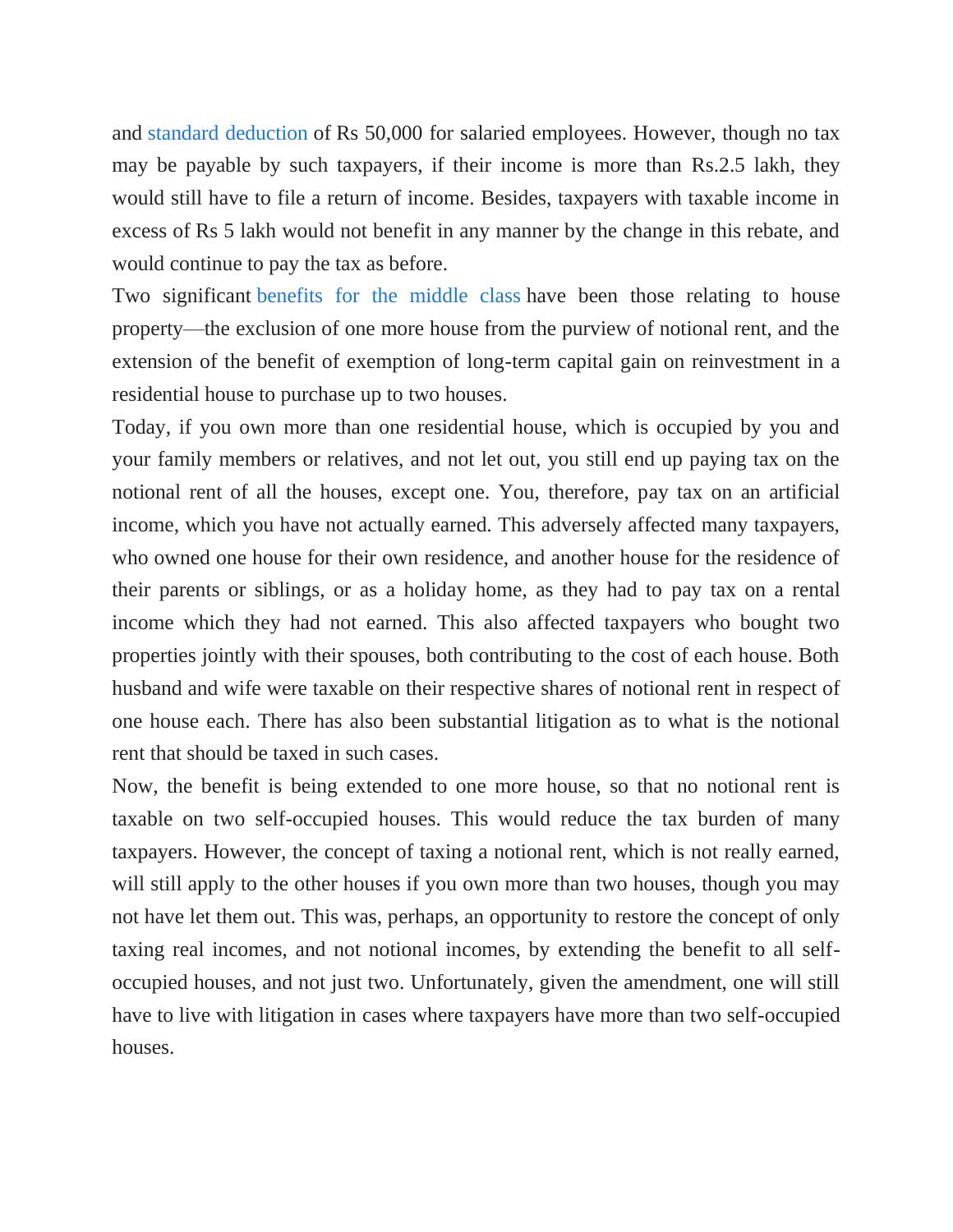and standard deduction of Rs 50,000 for salaried employees. However, though no tax may be payable by such taxpayers, if their income is more than Rs.2.5 lakh, they would still have to file a return of income. Besides, taxpayers with taxable income in excess of Rs 5 lakh would not benefit in any manner by the change in this rebate, and would continue to pay the tax as before.

Two significant benefits for the middle class have been those relating to house property—the exclusion of one more house from the purview of notional rent, and the extension of the benefit of exemption of long-term capital gain on reinvestment in a residential house to purchase up to two houses.

Today, if you own more than one residential house, which is occupied by you and your family members or relatives, and not let out, you still end up paying tax on the notional rent of all the houses, except one. You, therefore, pay tax on an artificial income, which you have not actually earned. This adversely affected many taxpayers, who owned one house for their own residence, and another house for the residence of their parents or siblings, or as a holiday home, as they had to pay tax on a rental income which they had not earned. This also affected taxpayers who bought two properties jointly with their spouses, both contributing to the cost of each house. Both husband and wife were taxable on their respective shares of notional rent in respect of one house each. There has also been substantial litigation as to what is the notional rent that should be taxed in such cases.

Now, the benefit is being extended to one more house, so that no notional rent is taxable on two self-occupied houses. This would reduce the tax burden of many taxpayers. However, the concept of taxing a notional rent, which is not really earned, will still apply to the other houses if you own more than two houses, though you may not have let them out. This was, perhaps, an opportunity to restore the concept of only taxing real incomes, and not notional incomes, by extending the benefit to all self-occupied houses, and not just two. Unfortunately, given the amendment, one will still have to live with litigation in cases where taxpayers have more than two self-occupied houses.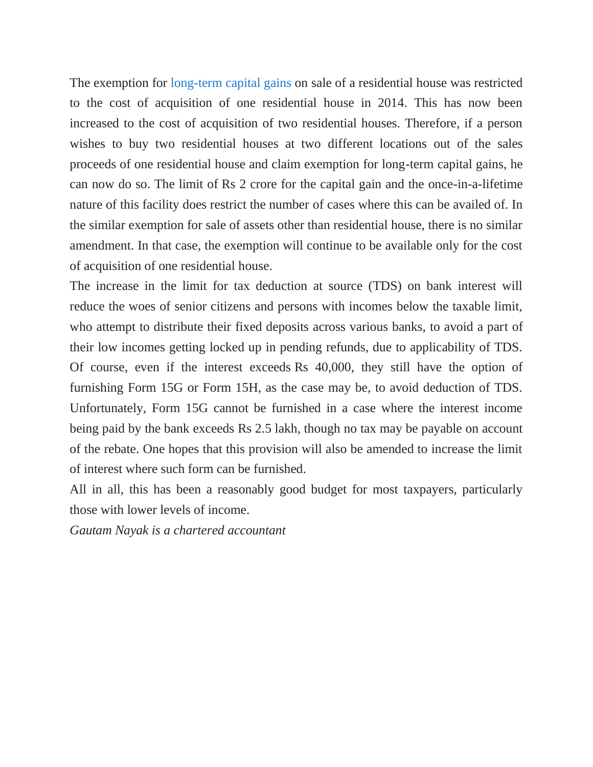The exemption for long-term capital gains on sale of a residential house was restricted to the cost of acquisition of one residential house in 2014. This has now been increased to the cost of acquisition of two residential houses. Therefore, if a person wishes to buy two residential houses at two different locations out of the sales proceeds of one residential house and claim exemption for long-term capital gains, he can now do so. The limit of Rs 2 crore for the capital gain and the once-in-a-lifetime nature of this facility does restrict the number of cases where this can be availed of. In the similar exemption for sale of assets other than residential house, there is no similar amendment. In that case, the exemption will continue to be available only for the cost of acquisition of one residential house.

The increase in the limit for tax deduction at source (TDS) on bank interest will reduce the woes of senior citizens and persons with incomes below the taxable limit, who attempt to distribute their fixed deposits across various banks, to avoid a part of their low incomes getting locked up in pending refunds, due to applicability of TDS. Of course, even if the interest exceeds Rs 40,000, they still have the option of furnishing Form 15G or Form 15H, as the case may be, to avoid deduction of TDS. Unfortunately, Form 15G cannot be furnished in a case where the interest income being paid by the bank exceeds Rs 2.5 lakh, though no tax may be payable on account of the rebate. One hopes that this provision will also be amended to increase the limit of interest where such form can be furnished.

All in all, this has been a reasonably good budget for most taxpayers, particularly those with lower levels of income.

*Gautam Nayak is a chartered accountant*